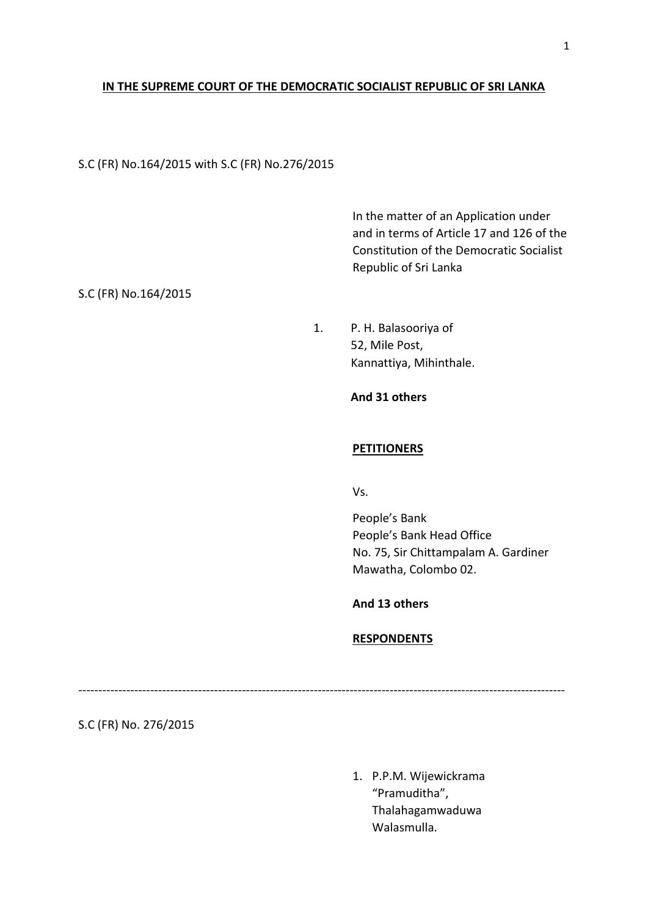**<u>IN THE SUPREME COURT OF THE DEMOCRATIC SOCIALIST REPUBLIC OF SRI LANKA</u>**

S.C (FR) No.164/2015 with S.C (FR) No.276/2015

In the matter of an Application under and in terms of Article 17 and 126 of the Constitution of the Democratic Socialist Republic of Sri Lanka

S.C (FR) No.164/2015

1. P. H. Balasooriya of
   52, Mile Post,
   Kannattiya, Mihinthale.

**And 31 others**

**<u>PETITIONERS</u>**

Vs.

People's Bank
People's Bank Head Office
No. 75, Sir Chittampalam A. Gardiner Mawatha, Colombo 02.

**And 13 others**

**<u>RESPONDENTS</u>**

---

S.C (FR) No. 276/2015

1. P.P.M. Wijewickrama
   "Pramuditha",
   Thalahagamwaduwa
   Walasmulla.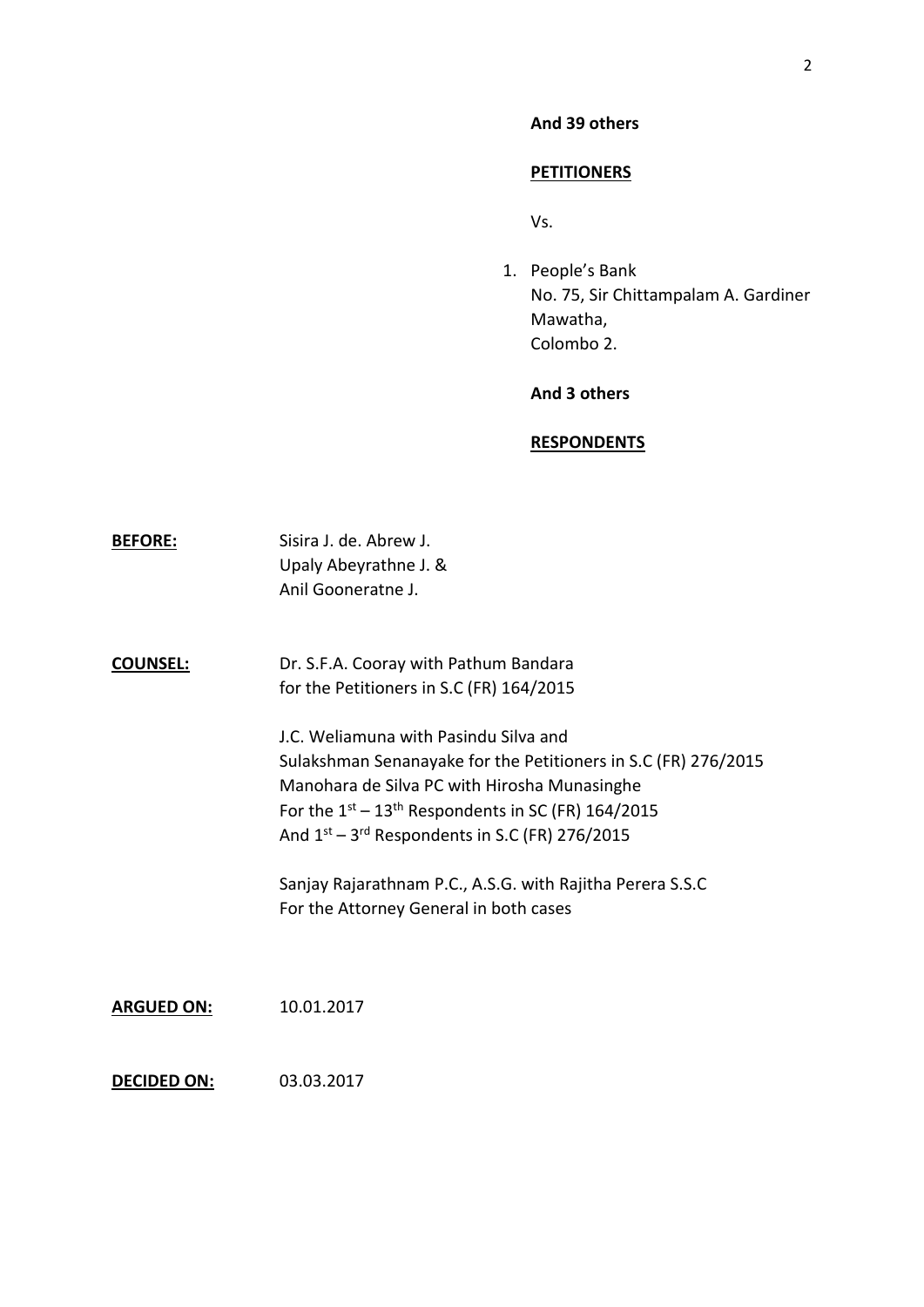**And 39 others**

**PETITIONERS**

Vs.

1. People's Bank
   No. 75, Sir Chittampalam A. Gardiner Mawatha,
   Colombo 2.

**And 3 others**

**RESPONDENTS**

**BEFORE:** Sisira J. de. Abrew J.
Upaly Abeyrathne J. &
Anil Gooneratne J.

**COUNSEL:** Dr. S.F.A. Cooray with Pathum Bandara
for the Petitioners in S.C (FR) 164/2015

J.C. Weliamuna with Pasindu Silva and
Sulakshman Senanayake for the Petitioners in S.C (FR) 276/2015
Manohara de Silva PC with Hirosha Munasinghe
For the 1st – 13th Respondents in SC (FR) 164/2015
And 1st – 3rd Respondents in S.C (FR) 276/2015

Sanjay Rajarathnam P.C., A.S.G. with Rajitha Perera S.S.C
For the Attorney General in both cases

**ARGUED ON:** 10.01.2017

**DECIDED ON:** 03.03.2017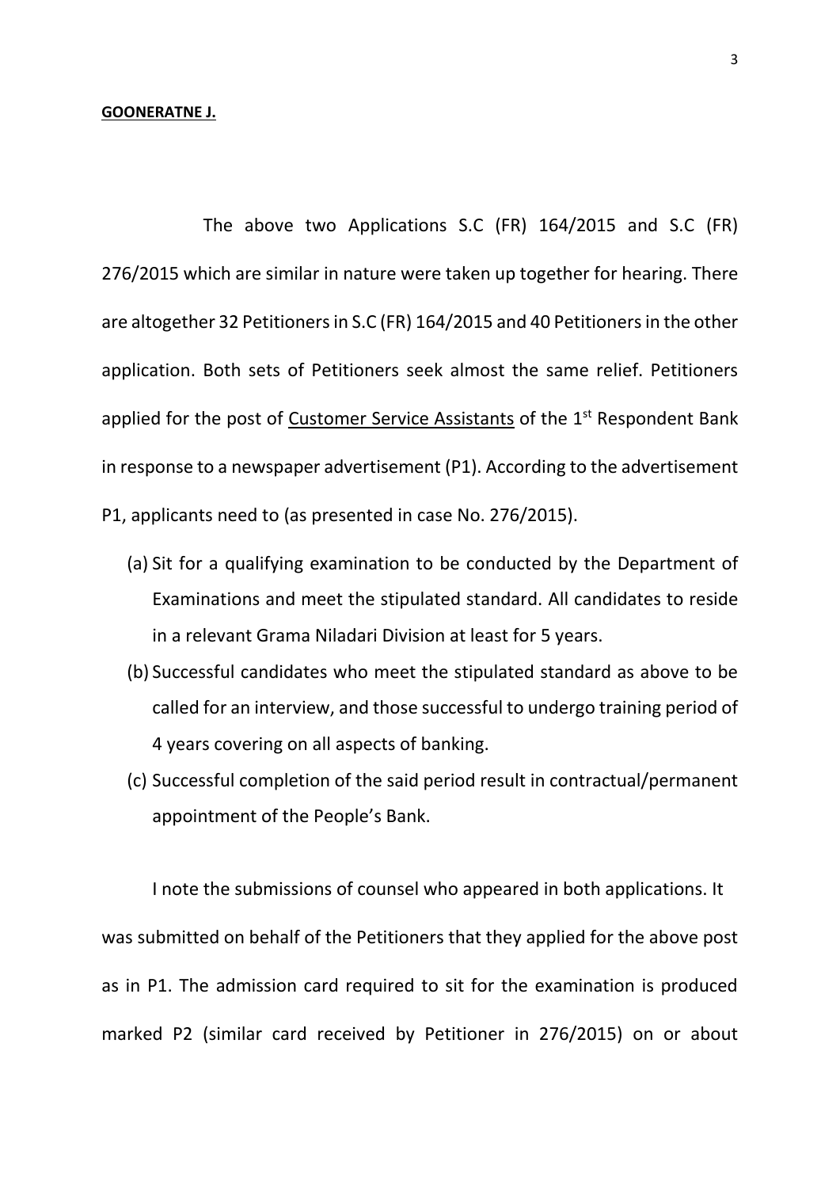**GOONERATNE J.**

The above two Applications S.C (FR) 164/2015 and S.C (FR) 276/2015 which are similar in nature were taken up together for hearing. There are altogether 32 Petitioners in S.C (FR) 164/2015 and 40 Petitioners in the other application. Both sets of Petitioners seek almost the same relief. Petitioners applied for the post of <u>Customer Service Assistants</u> of the 1st Respondent Bank in response to a newspaper advertisement (P1). According to the advertisement P1, applicants need to (as presented in case No. 276/2015).

(a) Sit for a qualifying examination to be conducted by the Department of Examinations and meet the stipulated standard. All candidates to reside in a relevant Grama Niladari Division at least for 5 years.

(b) Successful candidates who meet the stipulated standard as above to be called for an interview, and those successful to undergo training period of 4 years covering on all aspects of banking.

(c) Successful completion of the said period result in contractual/permanent appointment of the People's Bank.

I note the submissions of counsel who appeared in both applications. It was submitted on behalf of the Petitioners that they applied for the above post as in P1. The admission card required to sit for the examination is produced marked P2 (similar card received by Petitioner in 276/2015) on or about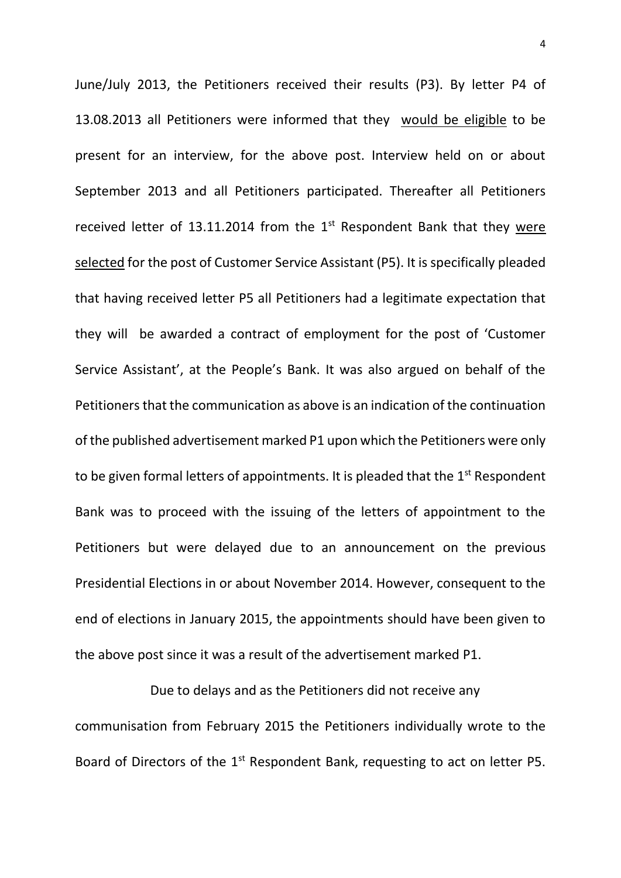June/July 2013, the Petitioners received their results (P3). By letter P4 of 13.08.2013 all Petitioners were informed that they <u>would be eligible</u> to be present for an interview, for the above post. Interview held on or about September 2013 and all Petitioners participated. Thereafter all Petitioners received letter of 13.11.2014 from the 1st Respondent Bank that they <u>were selected</u> for the post of Customer Service Assistant (P5). It is specifically pleaded that having received letter P5 all Petitioners had a legitimate expectation that they will be awarded a contract of employment for the post of 'Customer Service Assistant', at the People's Bank. It was also argued on behalf of the Petitioners that the communication as above is an indication of the continuation of the published advertisement marked P1 upon which the Petitioners were only to be given formal letters of appointments. It is pleaded that the 1st Respondent Bank was to proceed with the issuing of the letters of appointment to the Petitioners but were delayed due to an announcement on the previous Presidential Elections in or about November 2014. However, consequent to the end of elections in January 2015, the appointments should have been given to the above post since it was a result of the advertisement marked P1.

Due to delays and as the Petitioners did not receive any communisation from February 2015 the Petitioners individually wrote to the Board of Directors of the 1st Respondent Bank, requesting to act on letter P5.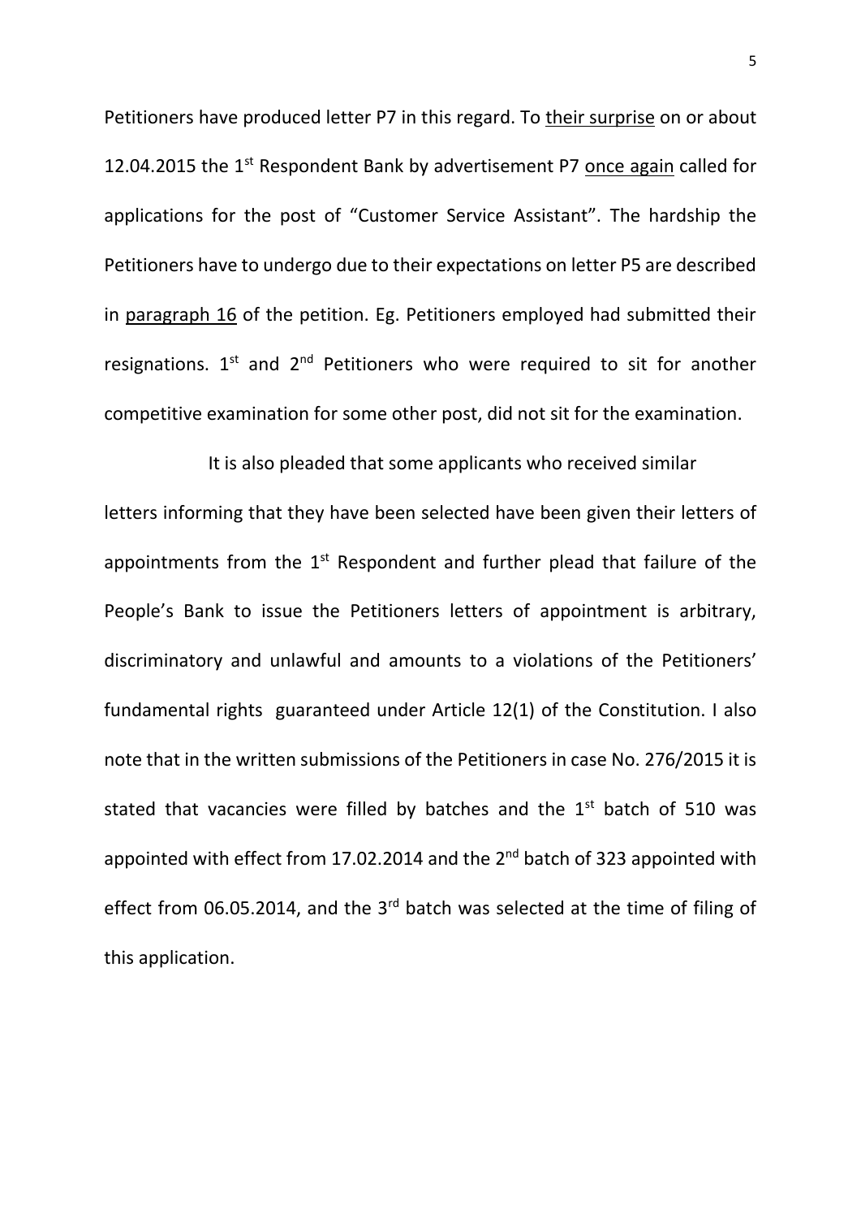Petitioners have produced letter P7 in this regard. To their surprise on or about 12.04.2015 the 1st Respondent Bank by advertisement P7 once again called for applications for the post of "Customer Service Assistant". The hardship the Petitioners have to undergo due to their expectations on letter P5 are described in paragraph 16 of the petition. Eg. Petitioners employed had submitted their resignations. 1st and 2nd Petitioners who were required to sit for another competitive examination for some other post, did not sit for the examination.

It is also pleaded that some applicants who received similar letters informing that they have been selected have been given their letters of appointments from the 1st Respondent and further plead that failure of the People's Bank to issue the Petitioners letters of appointment is arbitrary, discriminatory and unlawful and amounts to a violations of the Petitioners' fundamental rights guaranteed under Article 12(1) of the Constitution. I also note that in the written submissions of the Petitioners in case No. 276/2015 it is stated that vacancies were filled by batches and the 1st batch of 510 was appointed with effect from 17.02.2014 and the 2nd batch of 323 appointed with effect from 06.05.2014, and the 3rd batch was selected at the time of filing of this application.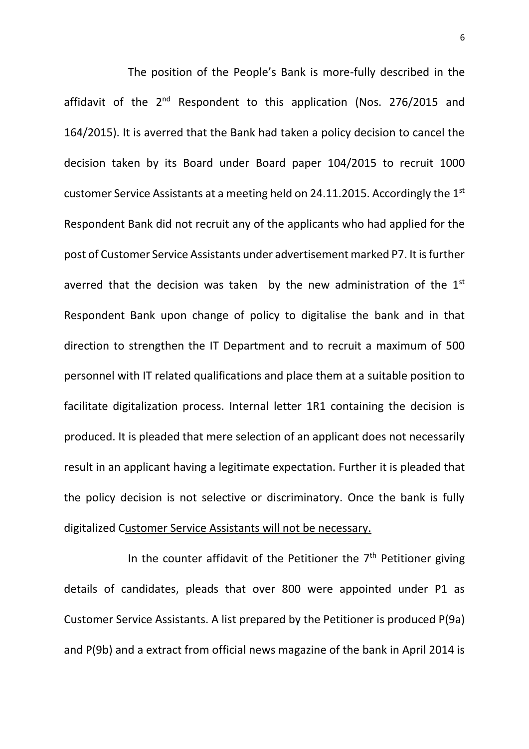The position of the People's Bank is more-fully described in the affidavit of the 2nd Respondent to this application (Nos. 276/2015 and 164/2015). It is averred that the Bank had taken a policy decision to cancel the decision taken by its Board under Board paper 104/2015 to recruit 1000 customer Service Assistants at a meeting held on 24.11.2015. Accordingly the 1st Respondent Bank did not recruit any of the applicants who had applied for the post of Customer Service Assistants under advertisement marked P7. It is further averred that the decision was taken by the new administration of the 1st Respondent Bank upon change of policy to digitalise the bank and in that direction to strengthen the IT Department and to recruit a maximum of 500 personnel with IT related qualifications and place them at a suitable position to facilitate digitalization process. Internal letter 1R1 containing the decision is produced. It is pleaded that mere selection of an applicant does not necessarily result in an applicant having a legitimate expectation. Further it is pleaded that the policy decision is not selective or discriminatory. Once the bank is fully digitalized Customer Service Assistants will not be necessary.

In the counter affidavit of the Petitioner the 7th Petitioner giving details of candidates, pleads that over 800 were appointed under P1 as Customer Service Assistants. A list prepared by the Petitioner is produced P(9a) and P(9b) and a extract from official news magazine of the bank in April 2014 is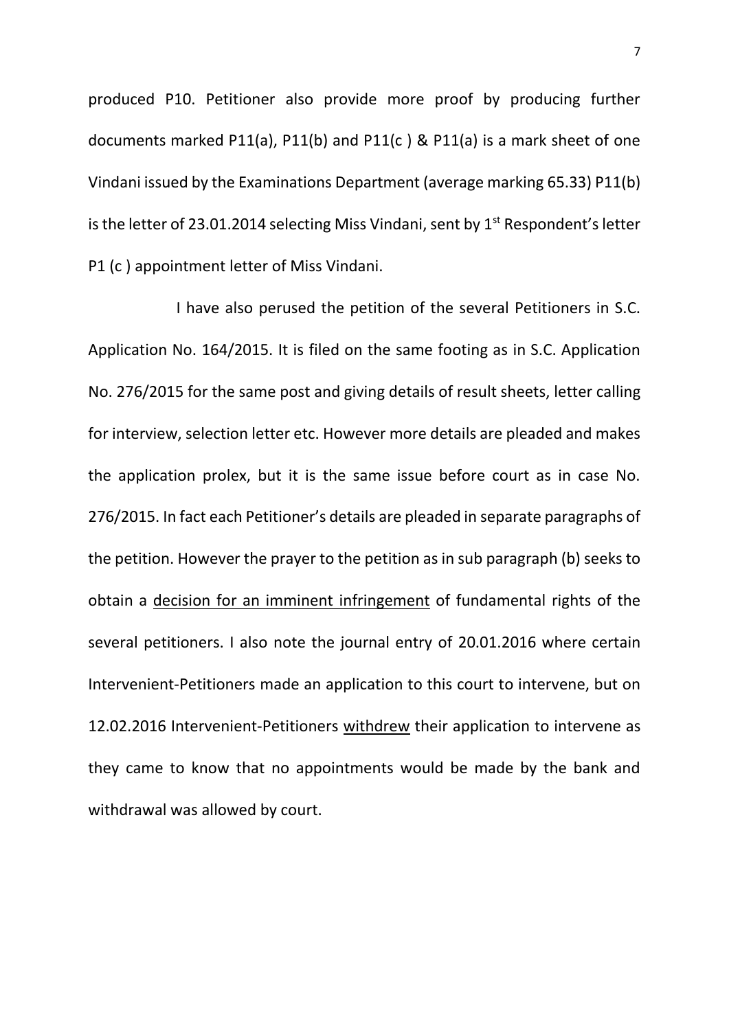produced P10. Petitioner also provide more proof by producing further documents marked P11(a), P11(b) and P11(c ) & P11(a) is a mark sheet of one Vindani issued by the Examinations Department (average marking 65.33) P11(b) is the letter of 23.01.2014 selecting Miss Vindani, sent by 1st Respondent's letter P1 (c ) appointment letter of Miss Vindani.

I have also perused the petition of the several Petitioners in S.C. Application No. 164/2015. It is filed on the same footing as in S.C. Application No. 276/2015 for the same post and giving details of result sheets, letter calling for interview, selection letter etc. However more details are pleaded and makes the application prolex, but it is the same issue before court as in case No. 276/2015. In fact each Petitioner's details are pleaded in separate paragraphs of the petition. However the prayer to the petition as in sub paragraph (b) seeks to obtain a <u>decision for an imminent infringement</u> of fundamental rights of the several petitioners. I also note the journal entry of 20.01.2016 where certain Intervenient-Petitioners made an application to this court to intervene, but on 12.02.2016 Intervenient-Petitioners <u>withdrew</u> their application to intervene as they came to know that no appointments would be made by the bank and withdrawal was allowed by court.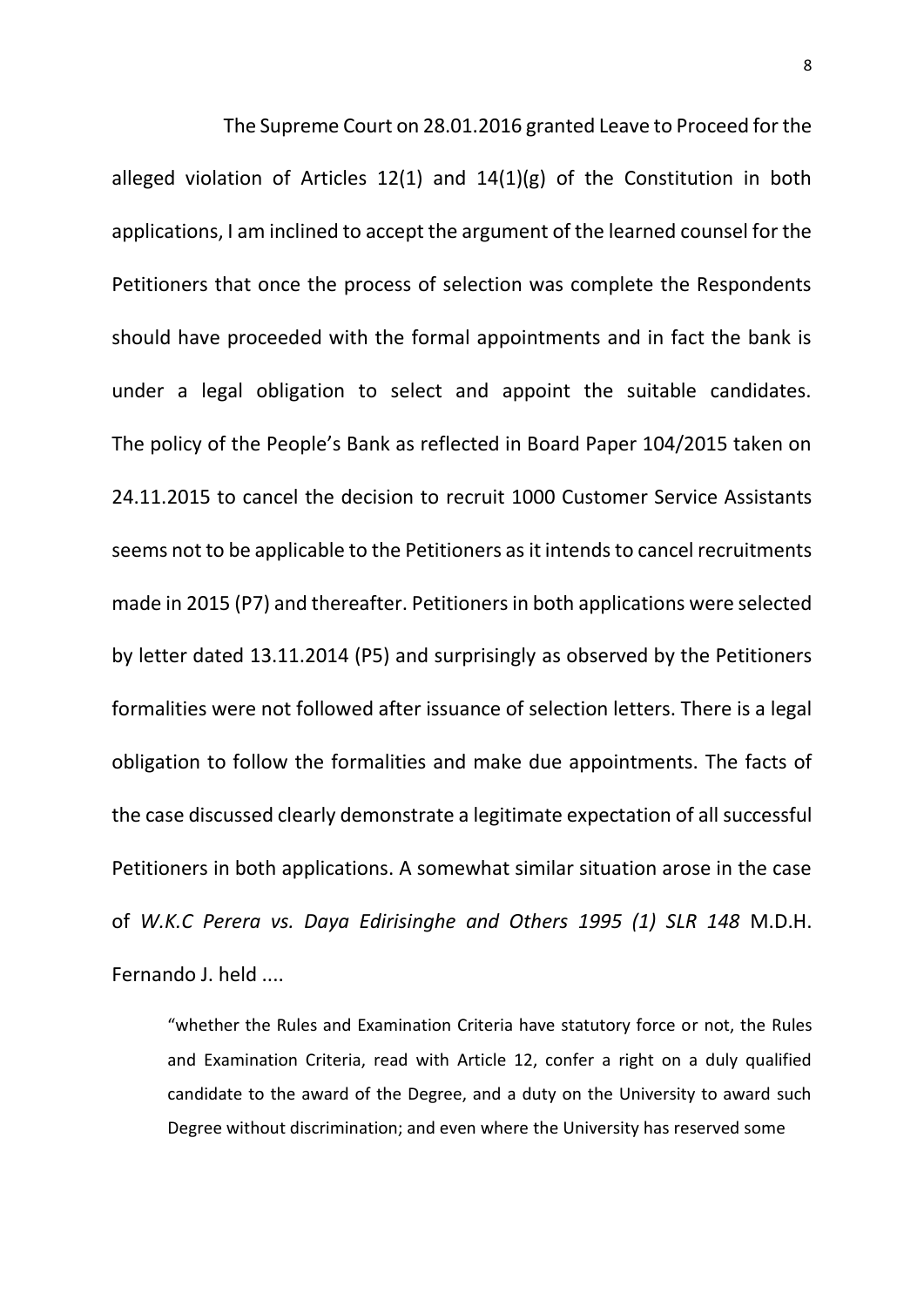The Supreme Court on 28.01.2016 granted Leave to Proceed for the alleged violation of Articles 12(1) and 14(1)(g) of the Constitution in both applications, I am inclined to accept the argument of the learned counsel for the Petitioners that once the process of selection was complete the Respondents should have proceeded with the formal appointments and in fact the bank is under a legal obligation to select and appoint the suitable candidates. The policy of the People's Bank as reflected in Board Paper 104/2015 taken on 24.11.2015 to cancel the decision to recruit 1000 Customer Service Assistants seems not to be applicable to the Petitioners as it intends to cancel recruitments made in 2015 (P7) and thereafter. Petitioners in both applications were selected by letter dated 13.11.2014 (P5) and surprisingly as observed by the Petitioners formalities were not followed after issuance of selection letters. There is a legal obligation to follow the formalities and make due appointments. The facts of the case discussed clearly demonstrate a legitimate expectation of all successful Petitioners in both applications. A somewhat similar situation arose in the case of *W.K.C Perera vs. Daya Edirisinghe and Others 1995 (1) SLR 148* M.D.H. Fernando J. held ....

> "whether the Rules and Examination Criteria have statutory force or not, the Rules and Examination Criteria, read with Article 12, confer a right on a duly qualified candidate to the award of the Degree, and a duty on the University to award such Degree without discrimination; and even where the University has reserved some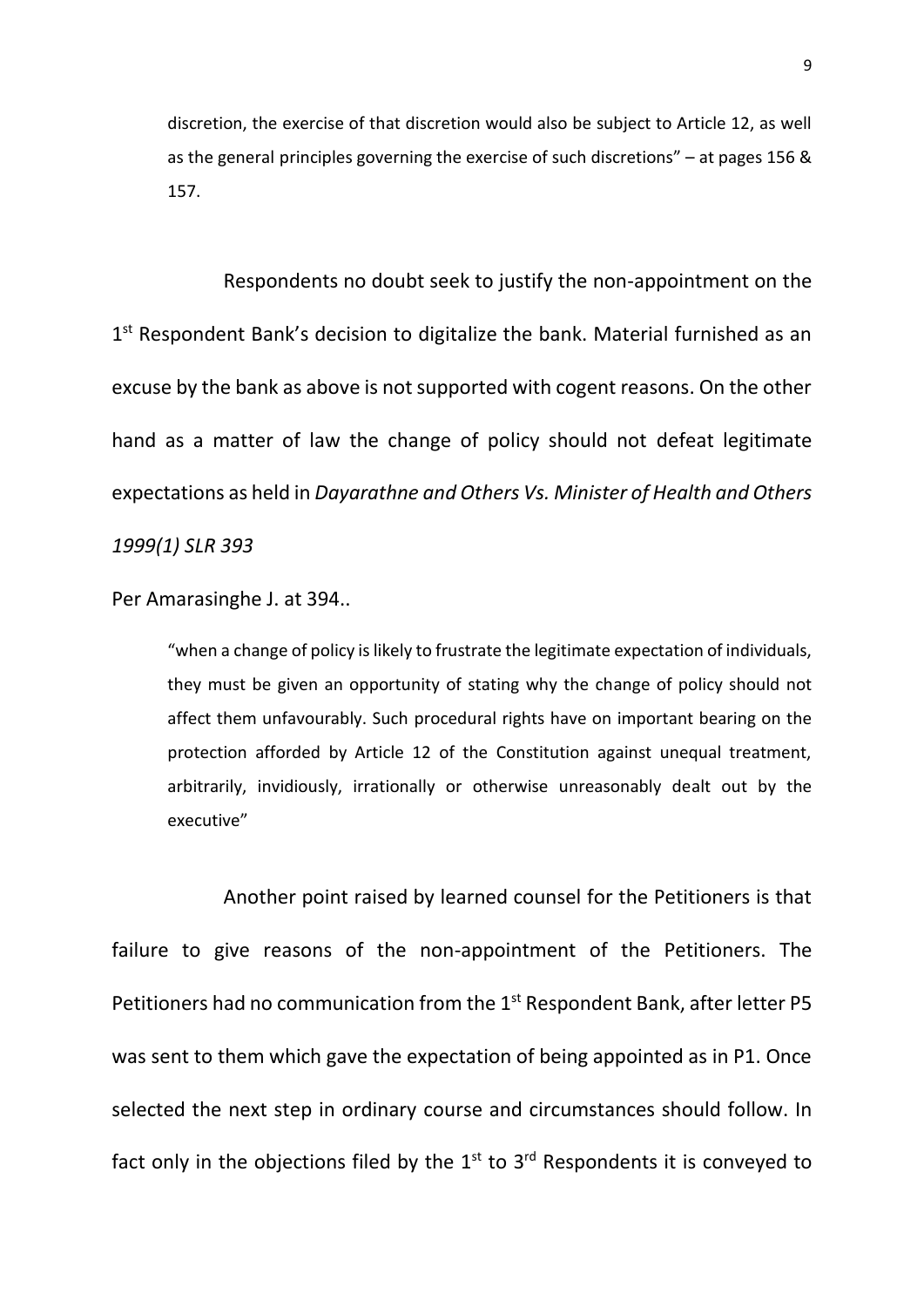> discretion, the exercise of that discretion would also be subject to Article 12, as well as the general principles governing the exercise of such discretions" – at pages 156 & 157.

Respondents no doubt seek to justify the non-appointment on the 1st Respondent Bank's decision to digitalize the bank. Material furnished as an excuse by the bank as above is not supported with cogent reasons. On the other hand as a matter of law the change of policy should not defeat legitimate expectations as held in *Dayarathne and Others Vs. Minister of Health and Others 1999(1) SLR 393*

Per Amarasinghe J. at 394..

> "when a change of policy is likely to frustrate the legitimate expectation of individuals, they must be given an opportunity of stating why the change of policy should not affect them unfavourably. Such procedural rights have on important bearing on the protection afforded by Article 12 of the Constitution against unequal treatment, arbitrarily, invidiously, irrationally or otherwise unreasonably dealt out by the executive"

Another point raised by learned counsel for the Petitioners is that failure to give reasons of the non-appointment of the Petitioners. The Petitioners had no communication from the 1st Respondent Bank, after letter P5 was sent to them which gave the expectation of being appointed as in P1. Once selected the next step in ordinary course and circumstances should follow. In fact only in the objections filed by the 1st to 3rd Respondents it is conveyed to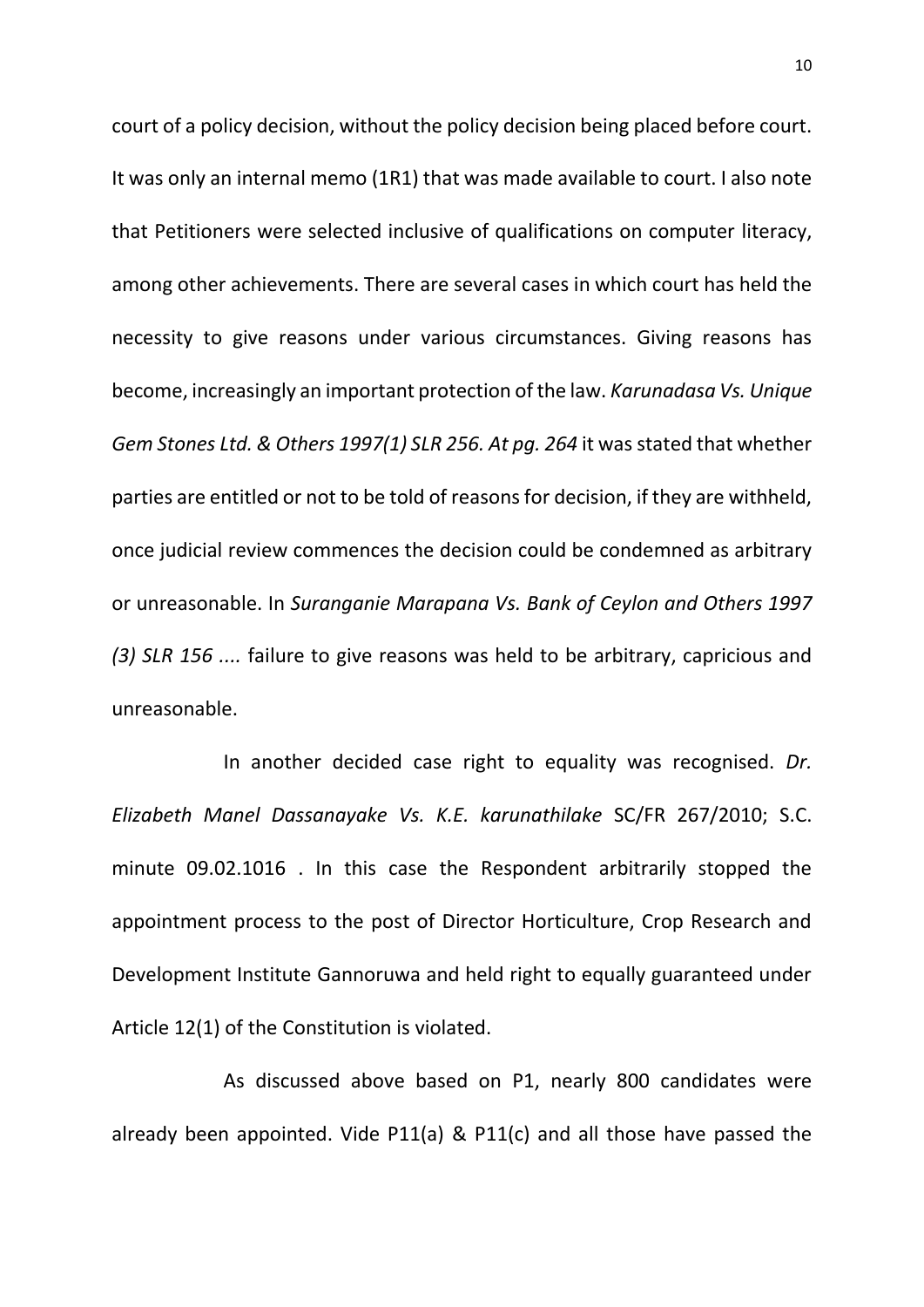court of a policy decision, without the policy decision being placed before court. It was only an internal memo (1R1) that was made available to court. I also note that Petitioners were selected inclusive of qualifications on computer literacy, among other achievements. There are several cases in which court has held the necessity to give reasons under various circumstances. Giving reasons has become, increasingly an important protection of the law. *Karunadasa Vs. Unique Gem Stones Ltd. & Others 1997(1) SLR 256. At pg. 264* it was stated that whether parties are entitled or not to be told of reasons for decision, if they are withheld, once judicial review commences the decision could be condemned as arbitrary or unreasonable. In *Suranganie Marapana Vs. Bank of Ceylon and Others 1997 (3) SLR 156 ....* failure to give reasons was held to be arbitrary, capricious and unreasonable.

In another decided case right to equality was recognised. *Dr. Elizabeth Manel Dassanayake Vs. K.E. karunathilake* SC/FR 267/2010; S.C. minute 09.02.1016 . In this case the Respondent arbitrarily stopped the appointment process to the post of Director Horticulture, Crop Research and Development Institute Gannoruwa and held right to equally guaranteed under Article 12(1) of the Constitution is violated.

As discussed above based on P1, nearly 800 candidates were already been appointed. Vide P11(a) & P11(c) and all those have passed the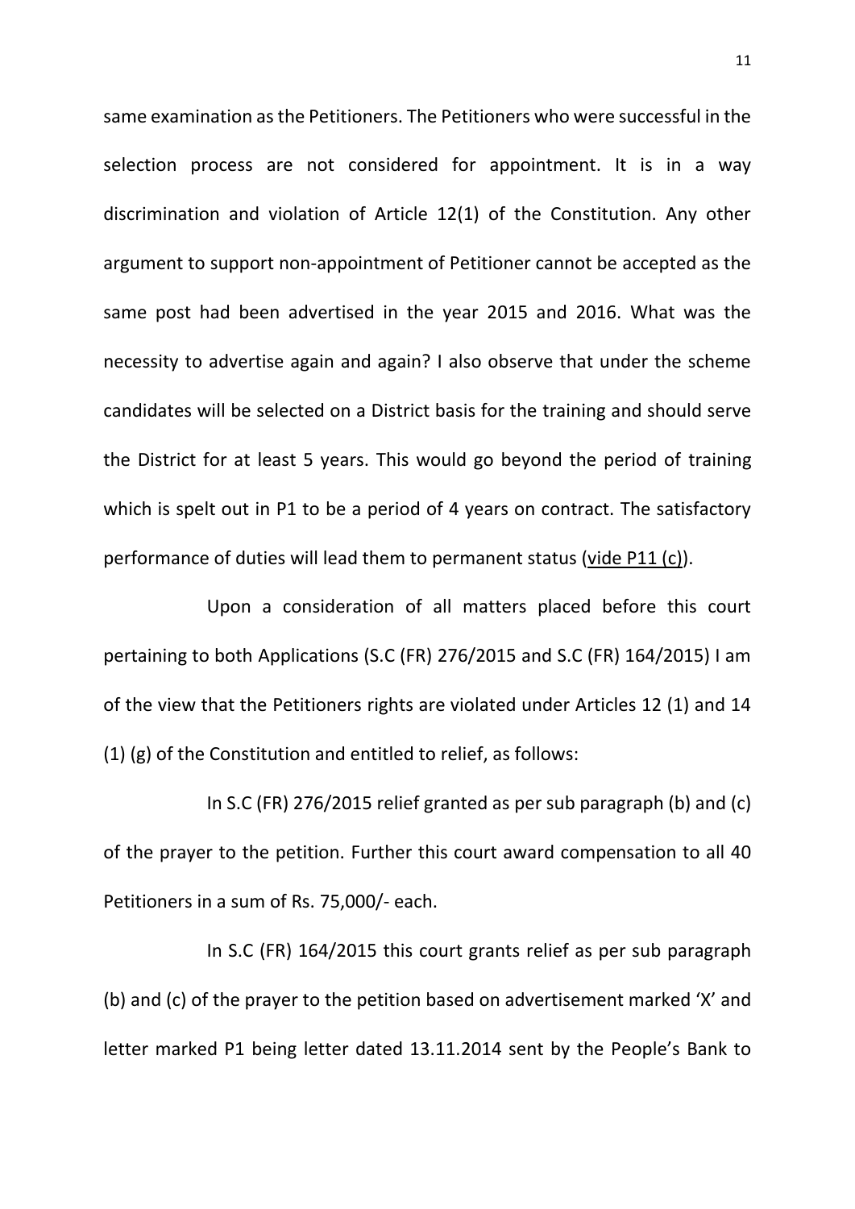same examination as the Petitioners. The Petitioners who were successful in the selection process are not considered for appointment. It is in a way discrimination and violation of Article 12(1) of the Constitution. Any other argument to support non-appointment of Petitioner cannot be accepted as the same post had been advertised in the year 2015 and 2016. What was the necessity to advertise again and again? I also observe that under the scheme candidates will be selected on a District basis for the training and should serve the District for at least 5 years. This would go beyond the period of training which is spelt out in P1 to be a period of 4 years on contract. The satisfactory performance of duties will lead them to permanent status (vide P11 (c)).

Upon a consideration of all matters placed before this court pertaining to both Applications (S.C (FR) 276/2015 and S.C (FR) 164/2015) I am of the view that the Petitioners rights are violated under Articles 12 (1) and 14 (1) (g) of the Constitution and entitled to relief, as follows:

In S.C (FR) 276/2015 relief granted as per sub paragraph (b) and (c) of the prayer to the petition. Further this court award compensation to all 40 Petitioners in a sum of Rs. 75,000/- each.

In S.C (FR) 164/2015 this court grants relief as per sub paragraph (b) and (c) of the prayer to the petition based on advertisement marked 'X' and letter marked P1 being letter dated 13.11.2014 sent by the People's Bank to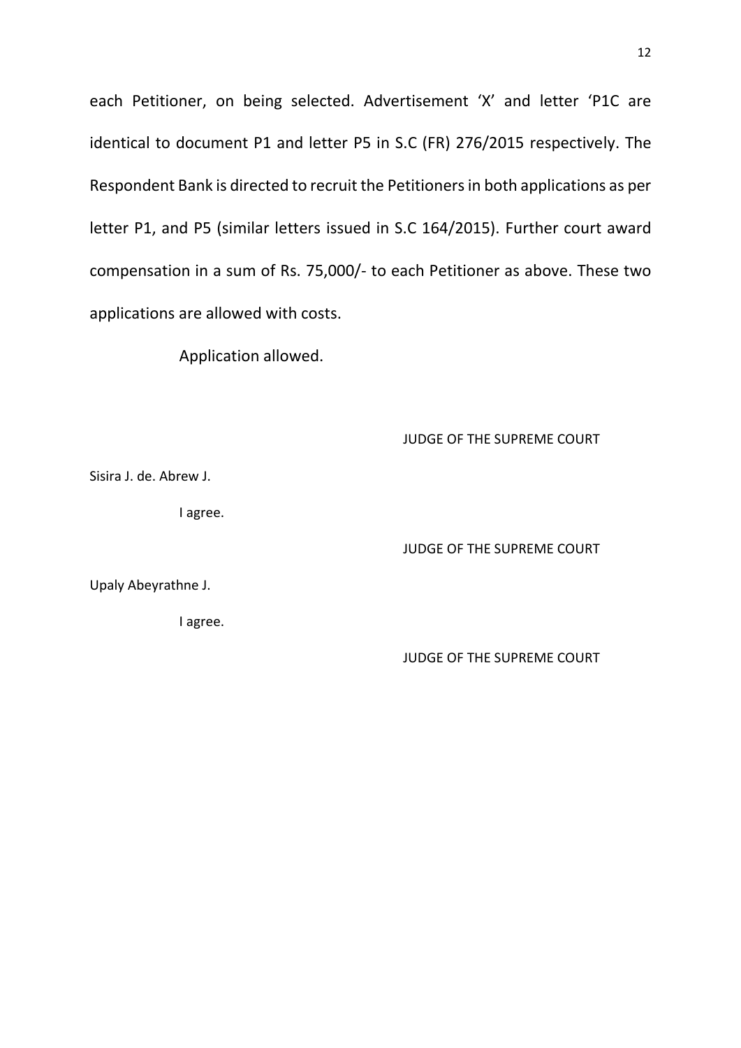each Petitioner, on being selected. Advertisement 'X' and letter 'P1C are identical to document P1 and letter P5 in S.C (FR) 276/2015 respectively. The Respondent Bank is directed to recruit the Petitioners in both applications as per letter P1, and P5 (similar letters issued in S.C 164/2015). Further court award compensation in a sum of Rs. 75,000/- to each Petitioner as above. These two applications are allowed with costs.

Application allowed.

JUDGE OF THE SUPREME COURT

Sisira J. de. Abrew J.

I agree.

JUDGE OF THE SUPREME COURT

Upaly Abeyrathne J.

I agree.

JUDGE OF THE SUPREME COURT